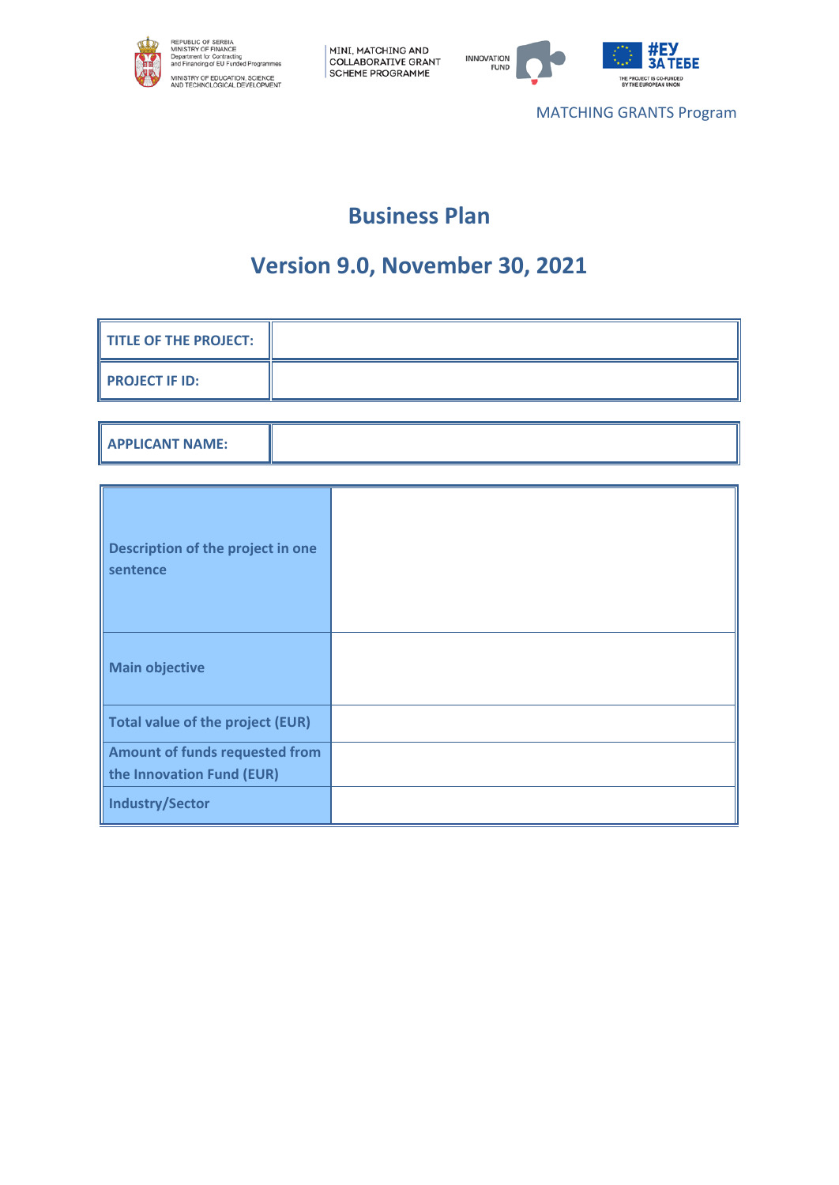REPUBLIC OF SERBIA
MINISTRY OF FINANCE
Department for Contracting and Financing of EU Funded Programmes

MINISTRY OF EDUCATION, SCIENCE AND TECHNOLOGICAL DEVELOPMENT

MINI, MATCHING AND COLLABORATIVE GRANT SCHEME PROGRAMME

INNOVATION FUND

#ЕУ ЗА ТЕБЕ
THE PROJECT IS CO-FUNDED BY THE EUROPEAN UNION

MATCHING GRANTS Program

# Business Plan

## Version 9.0, November 30, 2021

| TITLE OF THE PROJECT: | |
|---|---|
| PROJECT IF ID: | |

| APPLICANT NAME: | |
|---|---|

| Description of the project in one sentence | |
|---|---|
| Main objective | |
| Total value of the project (EUR) | |
| Amount of funds requested from the Innovation Fund (EUR) | |
| Industry/Sector | |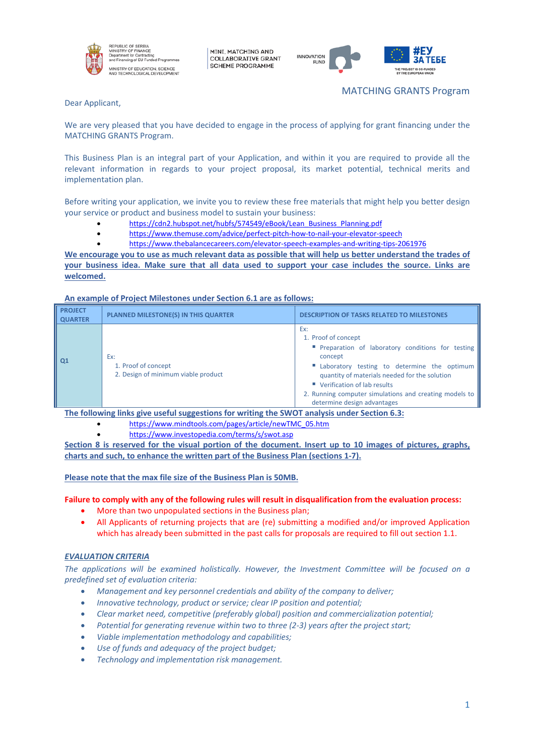MATCHING GRANTS Program

Dear Applicant,

We are very pleased that you have decided to engage in the process of applying for grant financing under the MATCHING GRANTS Program.

This Business Plan is an integral part of your Application, and within it you are required to provide all the relevant information in regards to your project proposal, its market potential, technical merits and implementation plan.

Before writing your application, we invite you to review these free materials that might help you better design your service or product and business model to sustain your business:

- https://cdn2.hubspot.net/hubfs/574549/eBook/Lean_Business_Planning.pdf
- https://www.themuse.com/advice/perfect-pitch-how-to-nail-your-elevator-speech
- https://www.thebalancecareers.com/elevator-speech-examples-and-writing-tips-2061976

**We encourage you to use as much relevant data as possible that will help us better understand the trades of your business idea. Make sure that all data used to support your case includes the source. Links are welcomed.**

**An example of Project Milestones under Section 6.1 are as follows:**

| PROJECT QUARTER | PLANNED MILESTONE(S) IN THIS QUARTER | DESCRIPTION OF TASKS RELATED TO MILESTONES |
|---|---|---|
| Q1 | Ex:<br>1. Proof of concept<br>2. Design of minimum viable product | Ex:<br>1. Proof of concept<br>▪ Preparation of laboratory conditions for testing concept<br>▪ Laboratory testing to determine the optimum quantity of materials needed for the solution<br>▪ Verification of lab results<br>2. Running computer simulations and creating models to determine design advantages |

**The following links give useful suggestions for writing the SWOT analysis under Section 6.3:**

- https://www.mindtools.com/pages/article/newTMC_05.htm
- https://www.investopedia.com/terms/s/swot.asp

**Section 8 is reserved for the visual portion of the document. Insert up to 10 images of pictures, graphs, charts and such, to enhance the written part of the Business Plan (sections 1-7).**

**Please note that the max file size of the Business Plan is 50MB.**

**Failure to comply with any of the following rules will result in disqualification from the evaluation process:**

- More than two unpopulated sections in the Business plan;
- All Applicants of returning projects that are (re) submitting a modified and/or improved Application which has already been submitted in the past calls for proposals are required to fill out section 1.1.

***EVALUATION CRITERIA***

*The applications will be examined holistically. However, the Investment Committee will be focused on a predefined set of evaluation criteria:*

- *Management and key personnel credentials and ability of the company to deliver;*
- *Innovative technology, product or service; clear IP position and potential;*
- *Clear market need, competitive (preferably global) position and commercialization potential;*
- *Potential for generating revenue within two to three (2-3) years after the project start;*
- *Viable implementation methodology and capabilities;*
- *Use of funds and adequacy of the project budget;*
- *Technology and implementation risk management.*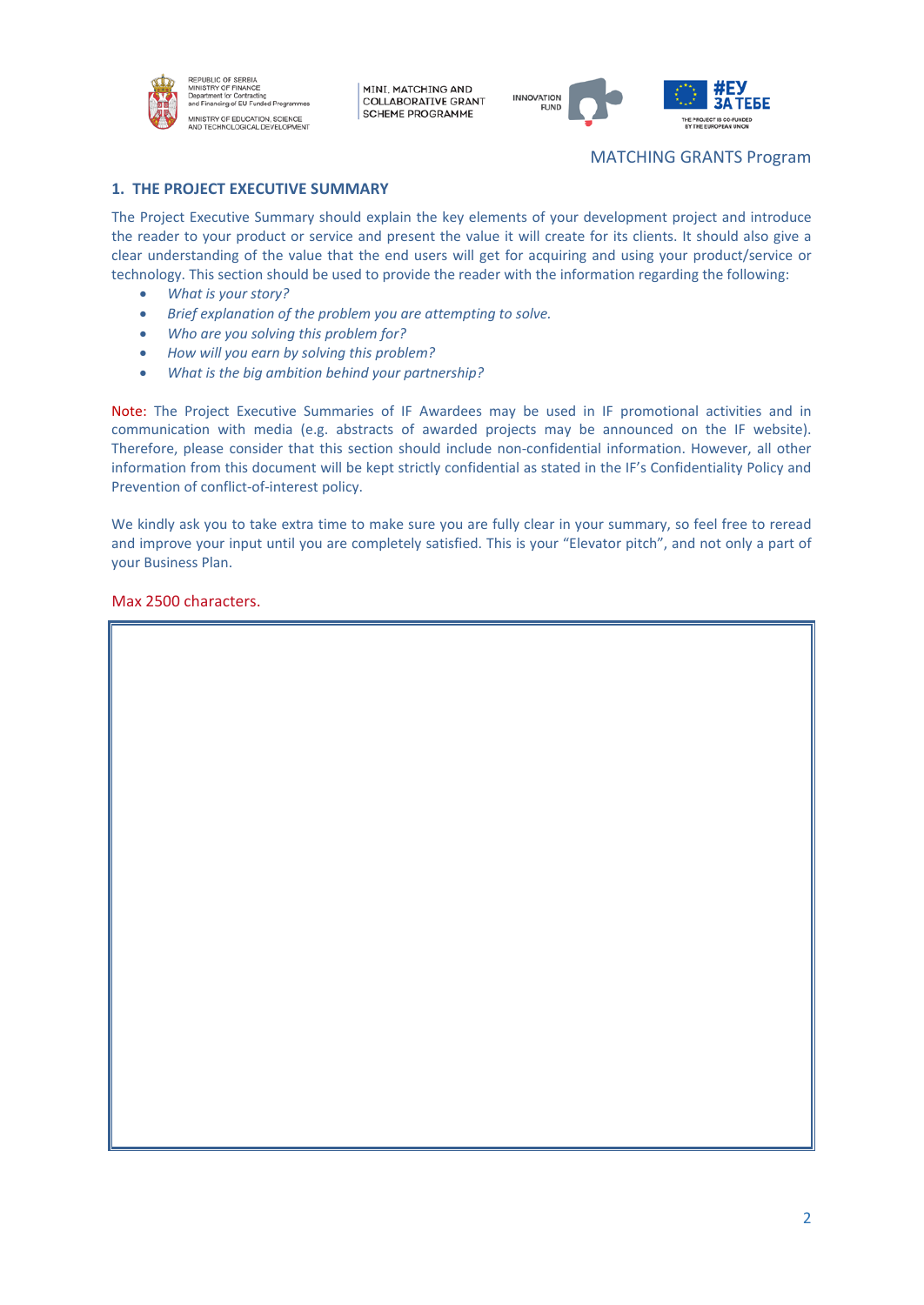MATCHING GRANTS Program

## 1. THE PROJECT EXECUTIVE SUMMARY

The Project Executive Summary should explain the key elements of your development project and introduce the reader to your product or service and present the value it will create for its clients. It should also give a clear understanding of the value that the end users will get for acquiring and using your product/service or technology. This section should be used to provide the reader with the information regarding the following:

- *What is your story?*
- *Brief explanation of the problem you are attempting to solve.*
- *Who are you solving this problem for?*
- *How will you earn by solving this problem?*
- *What is the big ambition behind your partnership?*

Note: The Project Executive Summaries of IF Awardees may be used in IF promotional activities and in communication with media (e.g. abstracts of awarded projects may be announced on the IF website). Therefore, please consider that this section should include non-confidential information. However, all other information from this document will be kept strictly confidential as stated in the IF's Confidentiality Policy and Prevention of conflict-of-interest policy.

We kindly ask you to take extra time to make sure you are fully clear in your summary, so feel free to reread and improve your input until you are completely satisfied. This is your "Elevator pitch", and not only a part of your Business Plan.

Max 2500 characters.

| |
|---|
| |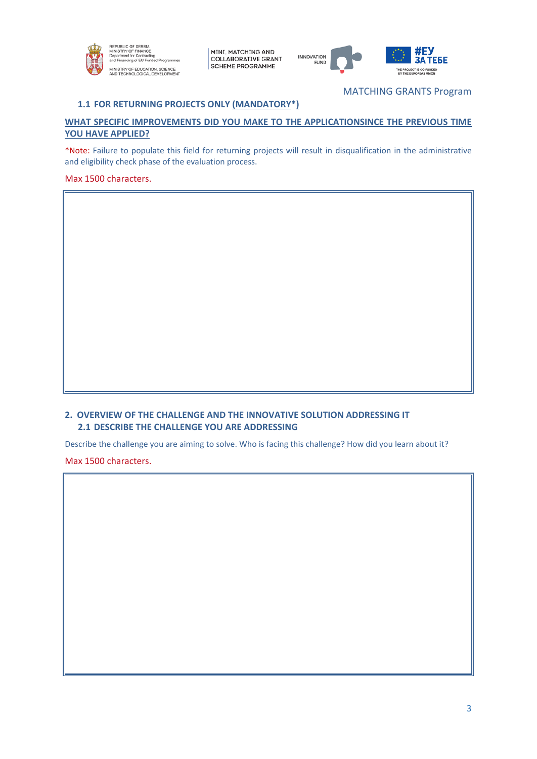MATCHING GRANTS Program

### 1.1 FOR RETURNING PROJECTS ONLY (MANDATORY*)

**WHAT SPECIFIC IMPROVEMENTS DID YOU MAKE TO THE APPLICATIONSINCE THE PREVIOUS TIME YOU HAVE APPLIED?**

*Note: Failure to populate this field for returning projects will result in disqualification in the administrative and eligibility check phase of the evaluation process.

Max 1500 characters.

| |
|---|
| |

## 2. OVERVIEW OF THE CHALLENGE AND THE INNOVATIVE SOLUTION ADDRESSING IT

### 2.1 DESCRIBE THE CHALLENGE YOU ARE ADDRESSING

Describe the challenge you are aiming to solve. Who is facing this challenge? How did you learn about it?

Max 1500 characters.

| |
|---|
| |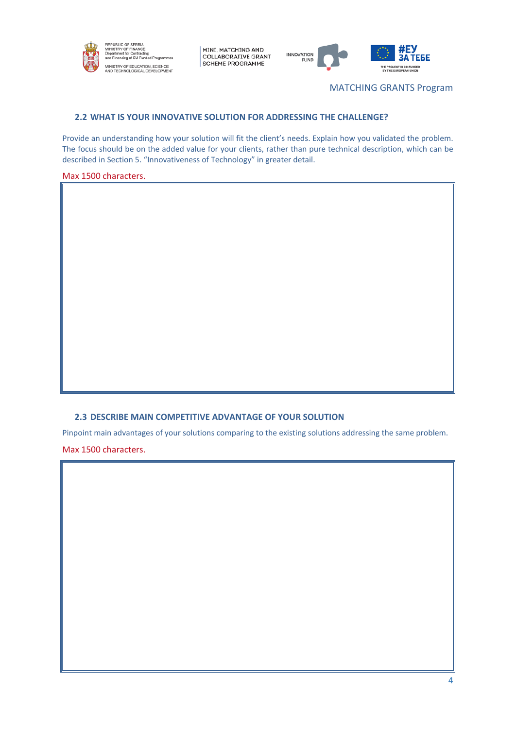## 2.2 WHAT IS YOUR INNOVATIVE SOLUTION FOR ADDRESSING THE CHALLENGE?

Provide an understanding how your solution will fit the client's needs. Explain how you validated the problem. The focus should be on the added value for your clients, rather than pure technical description, which can be described in Section 5. "Innovativeness of Technology" in greater detail.

Max 1500 characters.

| |
|---|
| |

## 2.3 DESCRIBE MAIN COMPETITIVE ADVANTAGE OF YOUR SOLUTION

Pinpoint main advantages of your solutions comparing to the existing solutions addressing the same problem.

Max 1500 characters.

| |
|---|
| |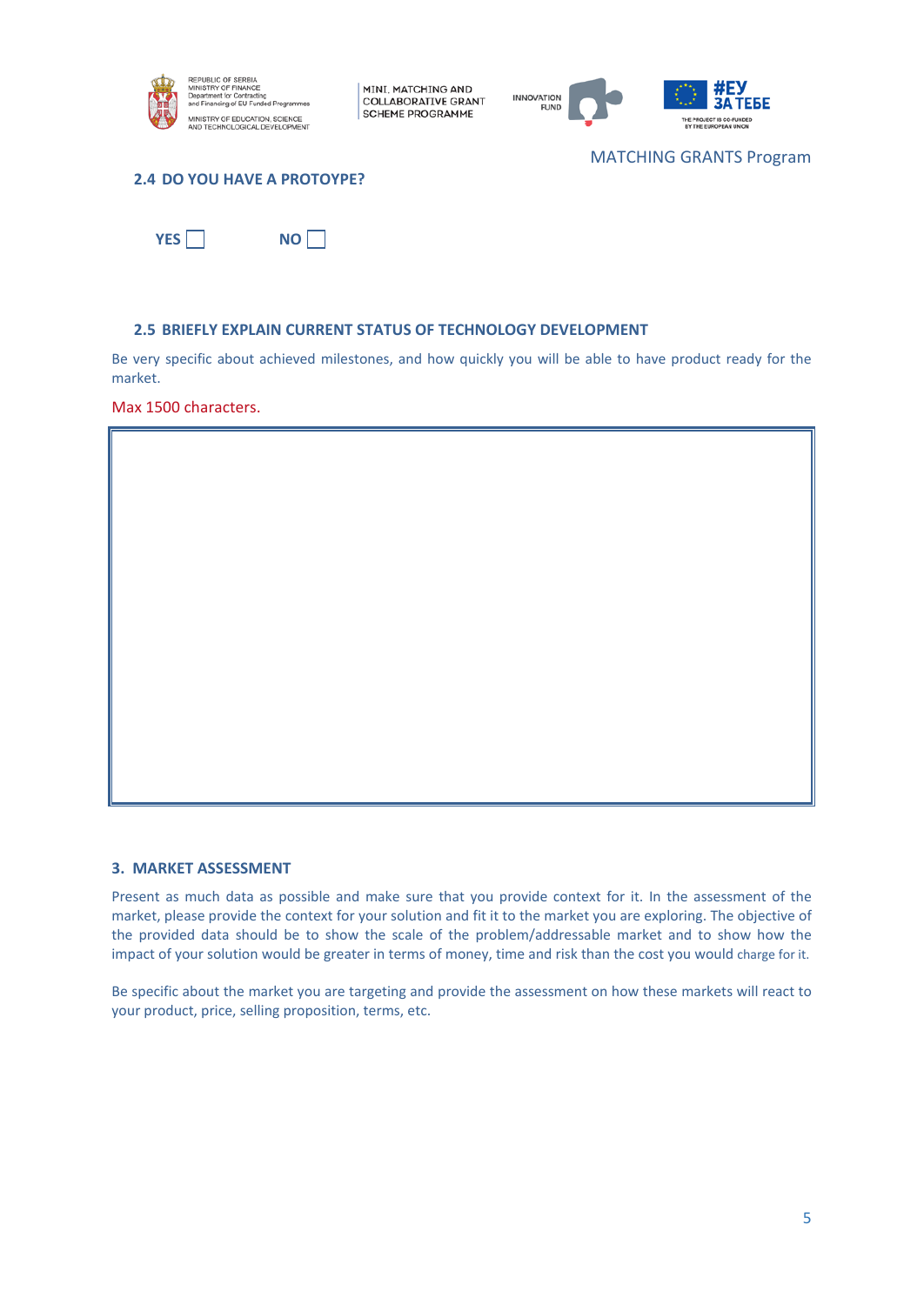MATCHING GRANTS Program

### 2.4 DO YOU HAVE A PROTOYPE?

YES ☐ NO ☐

### 2.5 BRIEFLY EXPLAIN CURRENT STATUS OF TECHNOLOGY DEVELOPMENT

Be very specific about achieved milestones, and how quickly you will be able to have product ready for the market.

Max 1500 characters.

| |
|---|
| |

## 3. MARKET ASSESSMENT

Present as much data as possible and make sure that you provide context for it. In the assessment of the market, please provide the context for your solution and fit it to the market you are exploring. The objective of the provided data should be to show the scale of the problem/addressable market and to show how the impact of your solution would be greater in terms of money, time and risk than the cost you would charge for it.

Be specific about the market you are targeting and provide the assessment on how these markets will react to your product, price, selling proposition, terms, etc.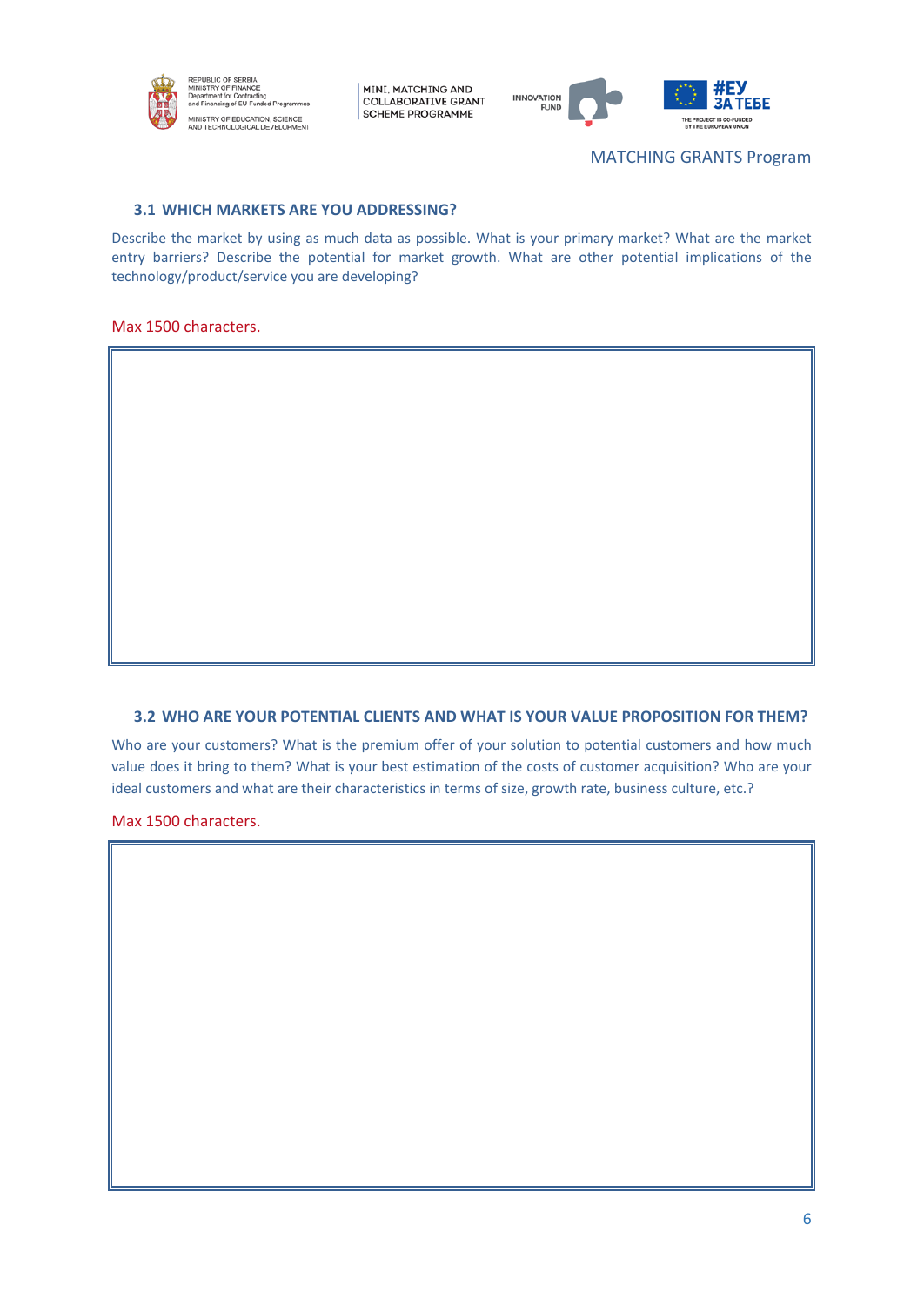### 3.1 WHICH MARKETS ARE YOU ADDRESSING?

Describe the market by using as much data as possible. What is your primary market? What are the market entry barriers? Describe the potential for market growth. What are other potential implications of the technology/product/service you are developing?

Max 1500 characters.

|   |
|---|
|   |

### 3.2 WHO ARE YOUR POTENTIAL CLIENTS AND WHAT IS YOUR VALUE PROPOSITION FOR THEM?

Who are your customers? What is the premium offer of your solution to potential customers and how much value does it bring to them? What is your best estimation of the costs of customer acquisition? Who are your ideal customers and what are their characteristics in terms of size, growth rate, business culture, etc.?

Max 1500 characters.

|   |
|---|
|   |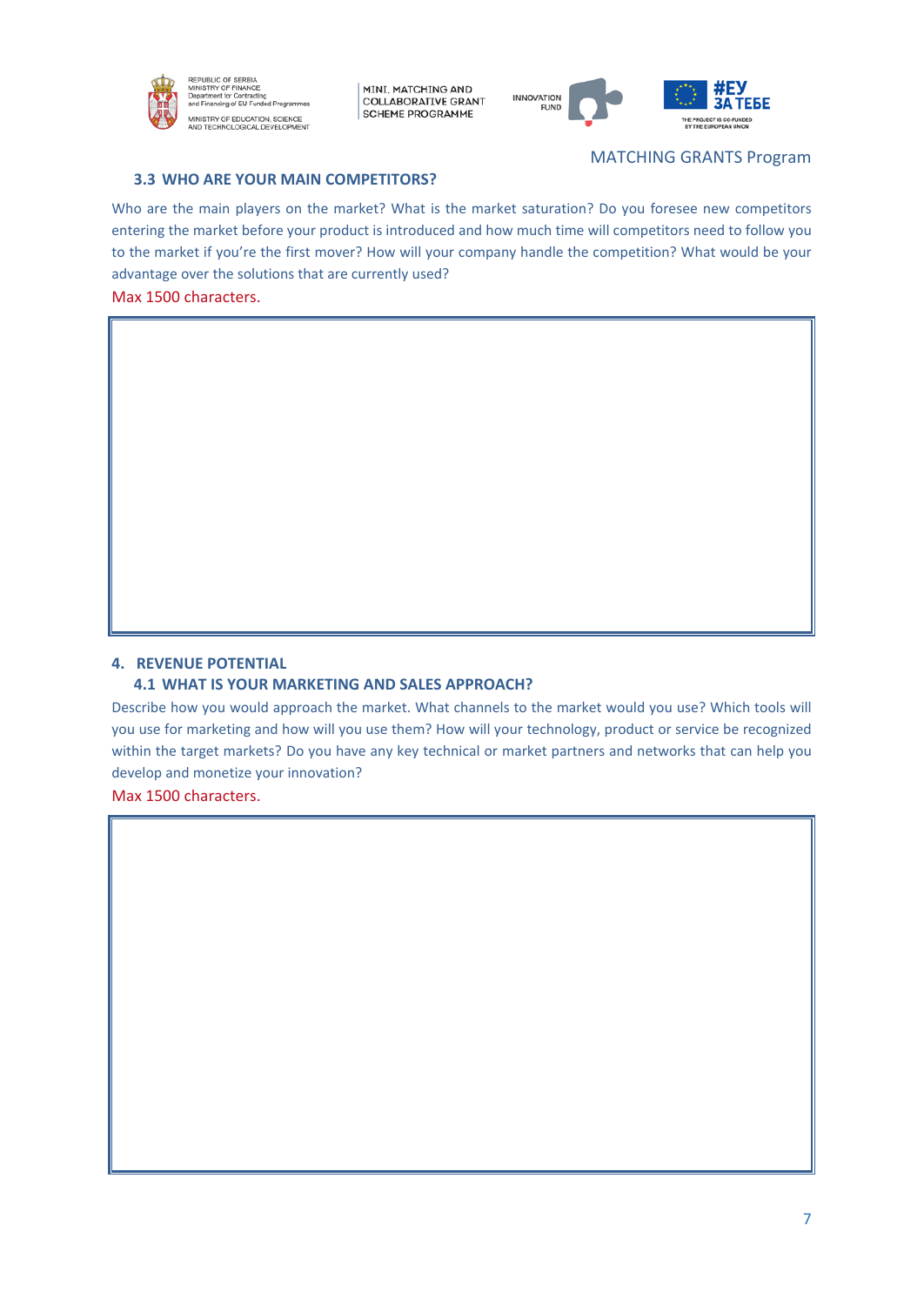MATCHING GRANTS Program

### 3.3 WHO ARE YOUR MAIN COMPETITORS?

Who are the main players on the market? What is the market saturation? Do you foresee new competitors entering the market before your product is introduced and how much time will competitors need to follow you to the market if you're the first mover? How will your company handle the competition? What would be your advantage over the solutions that are currently used?

Max 1500 characters.

| |
|---|
| |

## 4. REVENUE POTENTIAL

### 4.1 WHAT IS YOUR MARKETING AND SALES APPROACH?

Describe how you would approach the market. What channels to the market would you use? Which tools will you use for marketing and how will you use them? How will your technology, product or service be recognized within the target markets? Do you have any key technical or market partners and networks that can help you develop and monetize your innovation?

Max 1500 characters.

| |
|---|
| |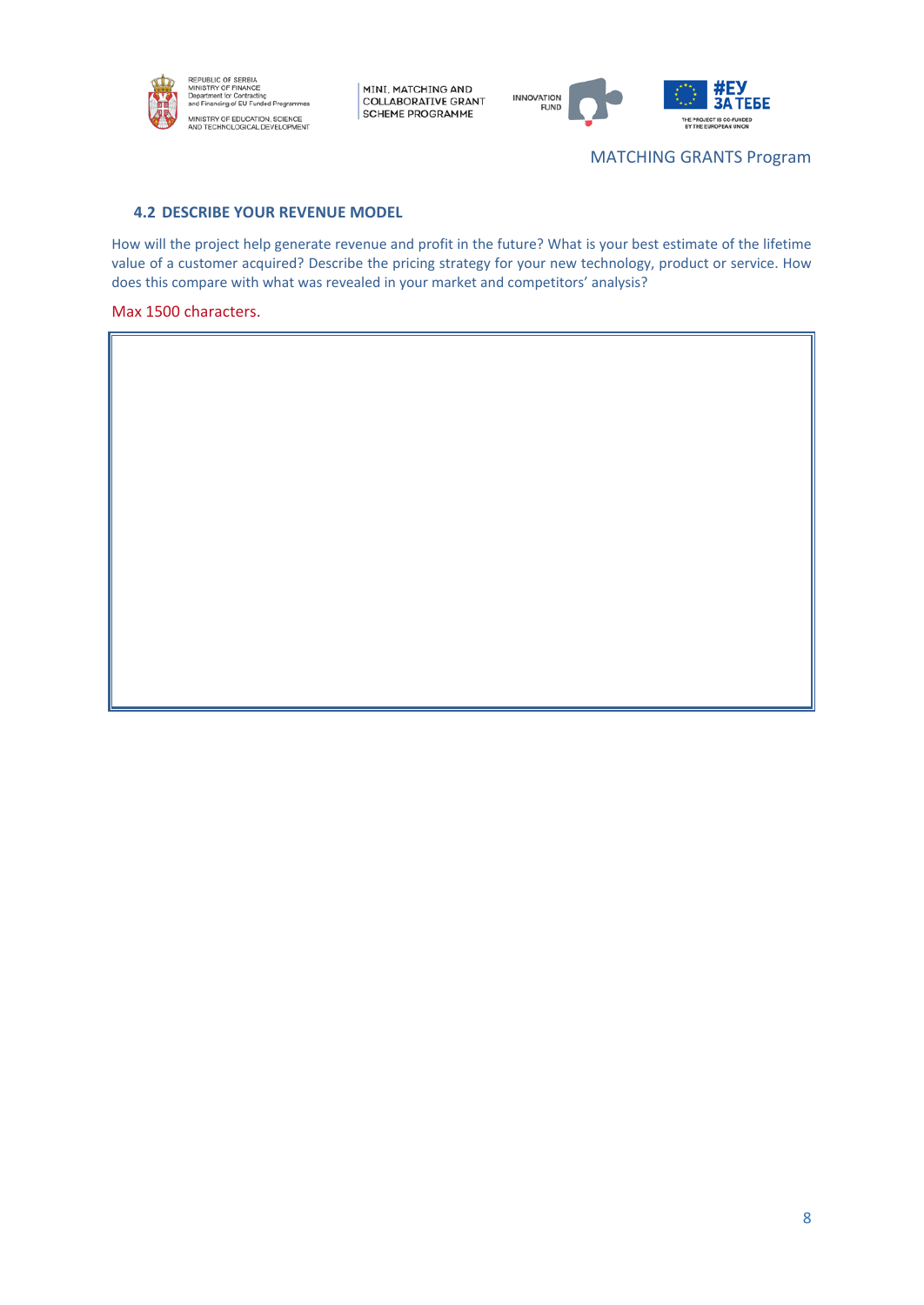### 4.2 DESCRIBE YOUR REVENUE MODEL

How will the project help generate revenue and profit in the future? What is your best estimate of the lifetime value of a customer acquired? Describe the pricing strategy for your new technology, product or service. How does this compare with what was revealed in your market and competitors' analysis?

Max 1500 characters.

| |
|---|
| |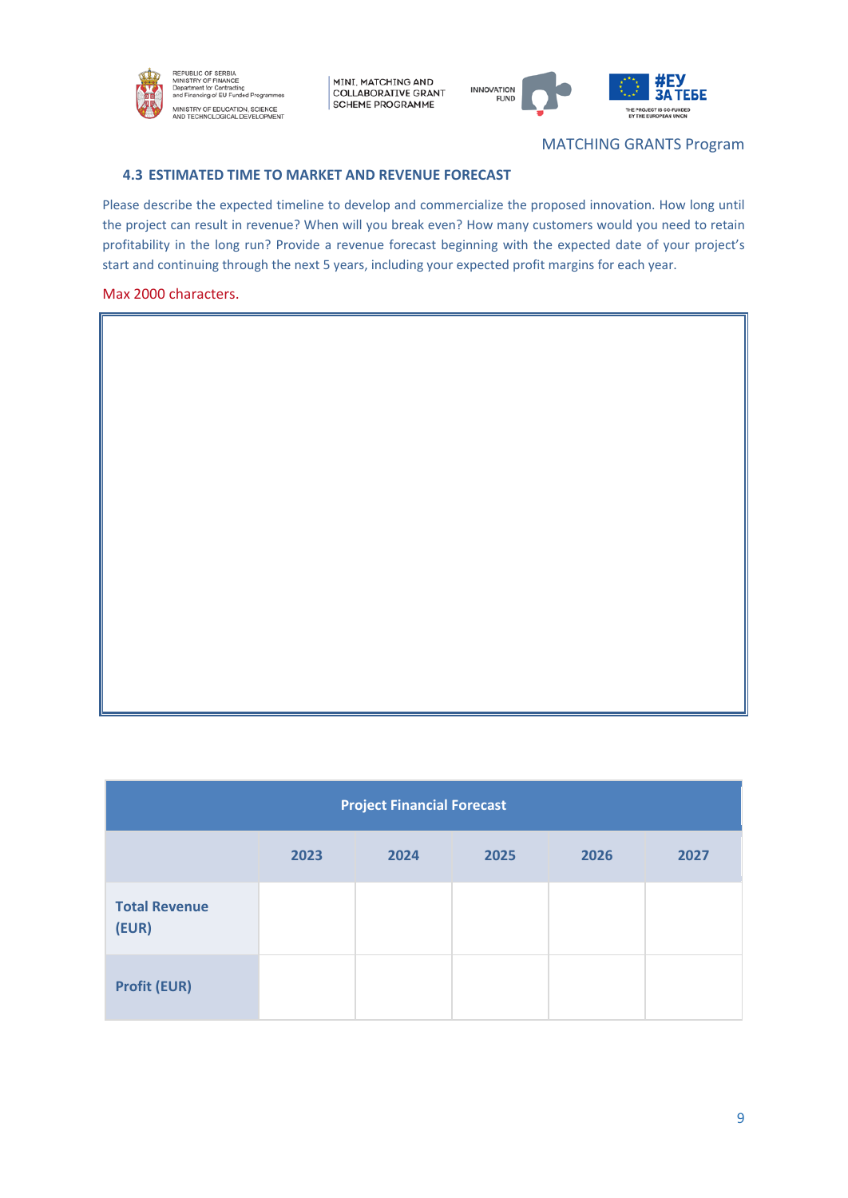### 4.3 ESTIMATED TIME TO MARKET AND REVENUE FORECAST

Please describe the expected timeline to develop and commercialize the proposed innovation. How long until the project can result in revenue? When will you break even? How many customers would you need to retain profitability in the long run? Provide a revenue forecast beginning with the expected date of your project's start and continuing through the next 5 years, including your expected profit margins for each year.

Max 2000 characters.

| Project Financial Forecast | | | | | |
|---|---|---|---|---|---|
| | 2023 | 2024 | 2025 | 2026 | 2027 |
| **Total Revenue (EUR)** | | | | | |
| **Profit (EUR)** | | | | | |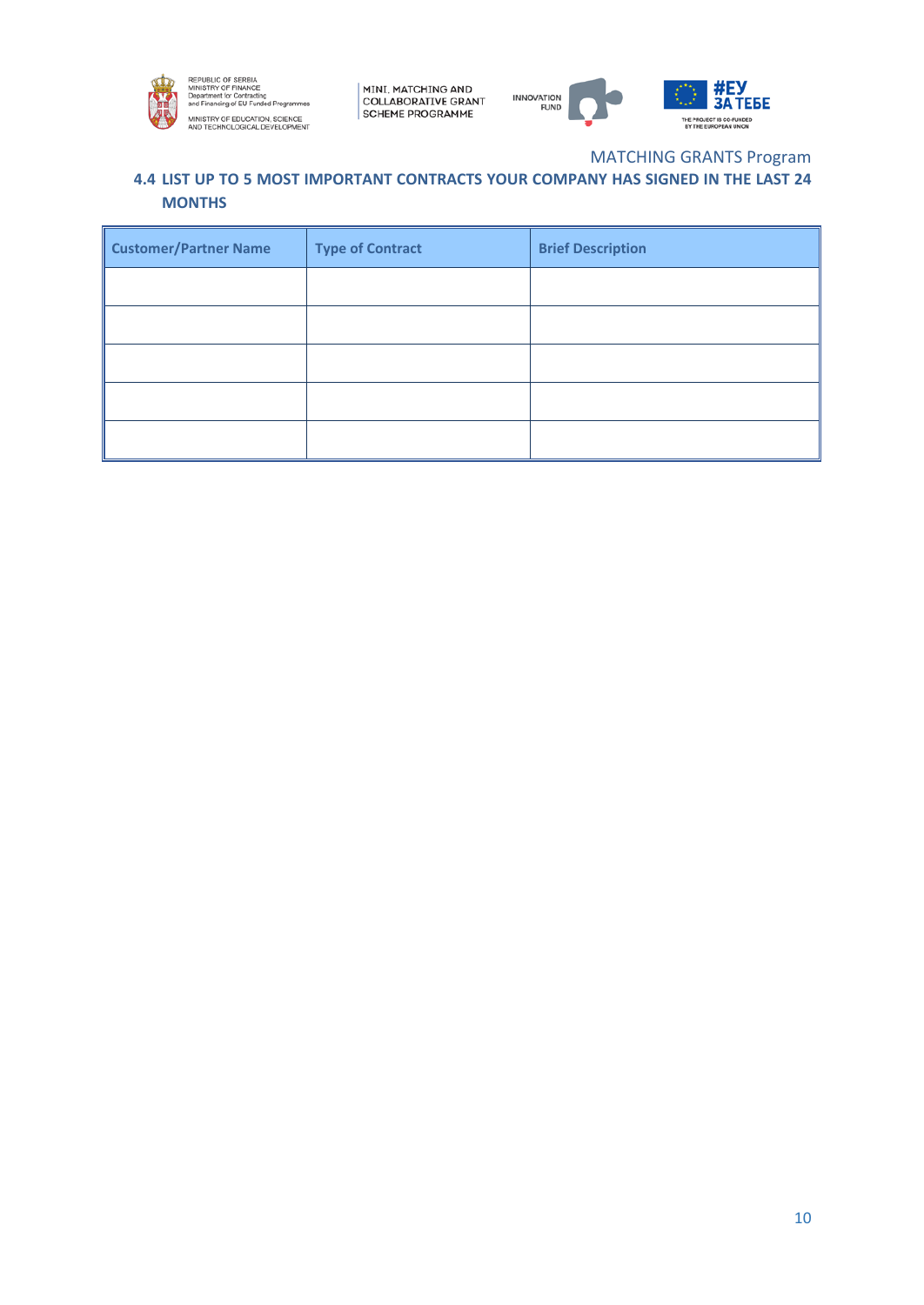## 4.4 LIST UP TO 5 MOST IMPORTANT CONTRACTS YOUR COMPANY HAS SIGNED IN THE LAST 24 MONTHS

| Customer/Partner Name | Type of Contract | Brief Description |
|---|---|---|
| | | |
| | | |
| | | |
| | | |
| | | |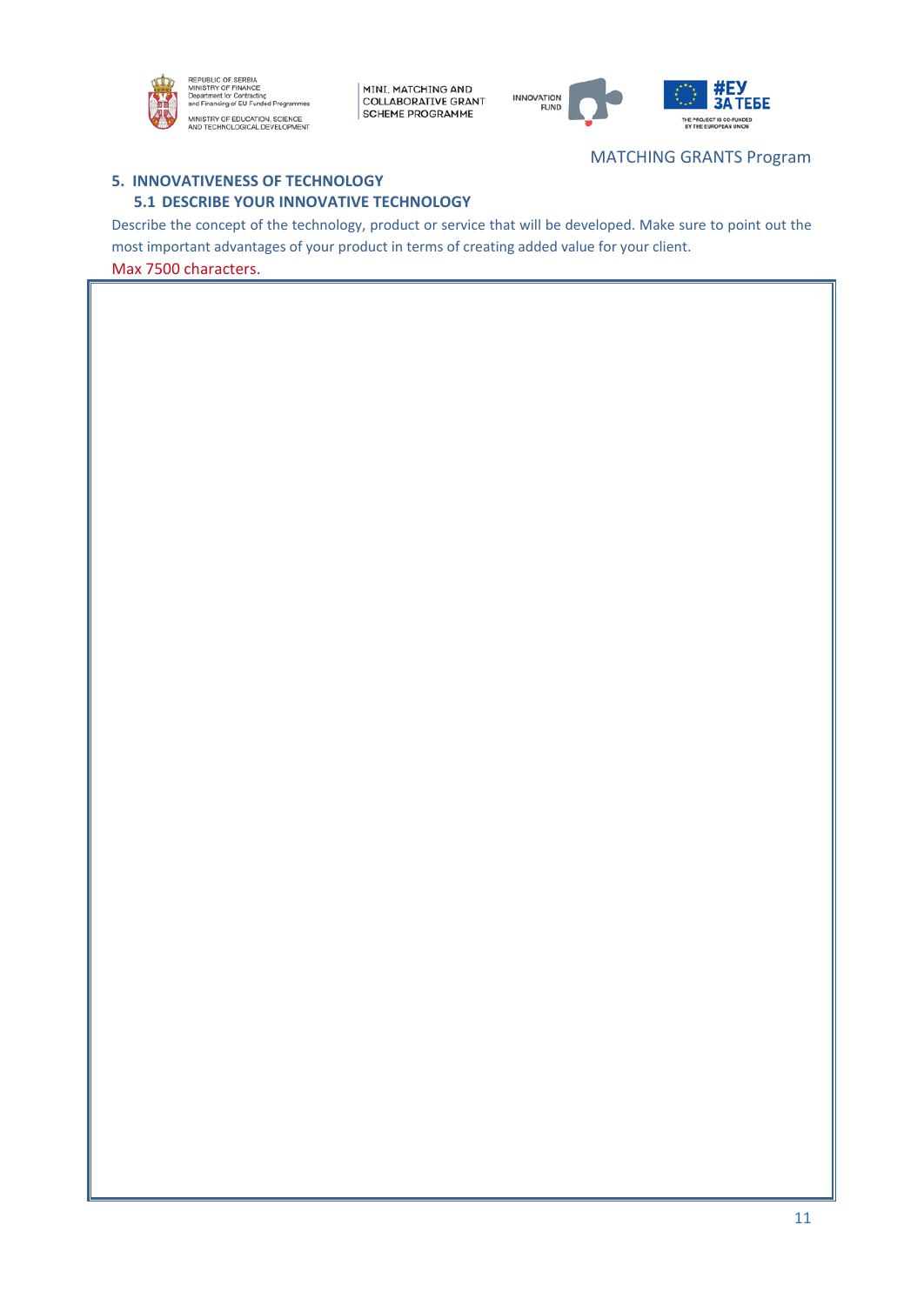## 5. INNOVATIVENESS OF TECHNOLOGY

### 5.1 DESCRIBE YOUR INNOVATIVE TECHNOLOGY

Describe the concept of the technology, product or service that will be developed. Make sure to point out the most important advantages of your product in terms of creating added value for your client.

Max 7500 characters.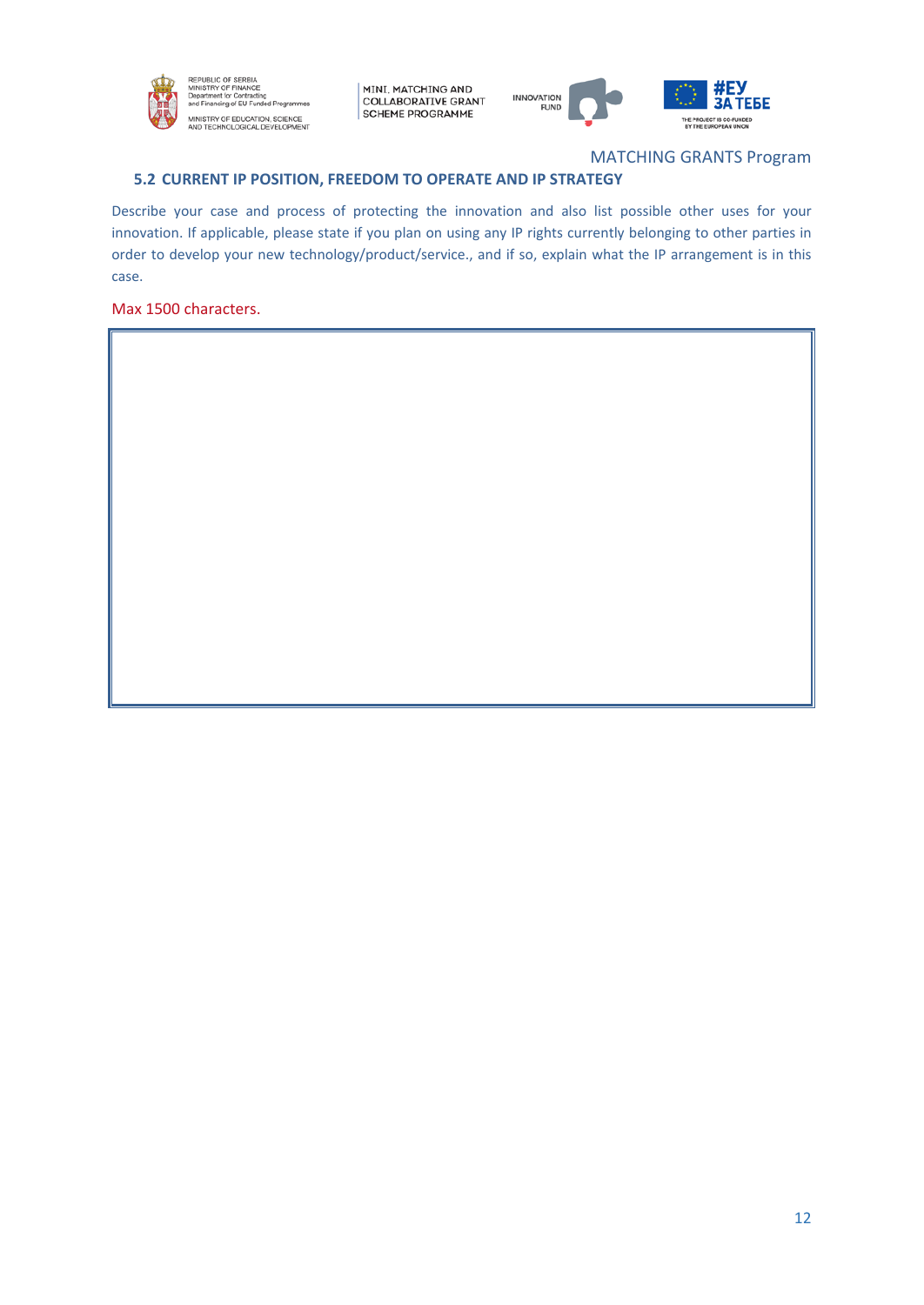### 5.2 CURRENT IP POSITION, FREEDOM TO OPERATE AND IP STRATEGY

Describe your case and process of protecting the innovation and also list possible other uses for your innovation. If applicable, please state if you plan on using any IP rights currently belonging to other parties in order to develop your new technology/product/service., and if so, explain what the IP arrangement is in this case.

Max 1500 characters.

|  |
|---|
|  |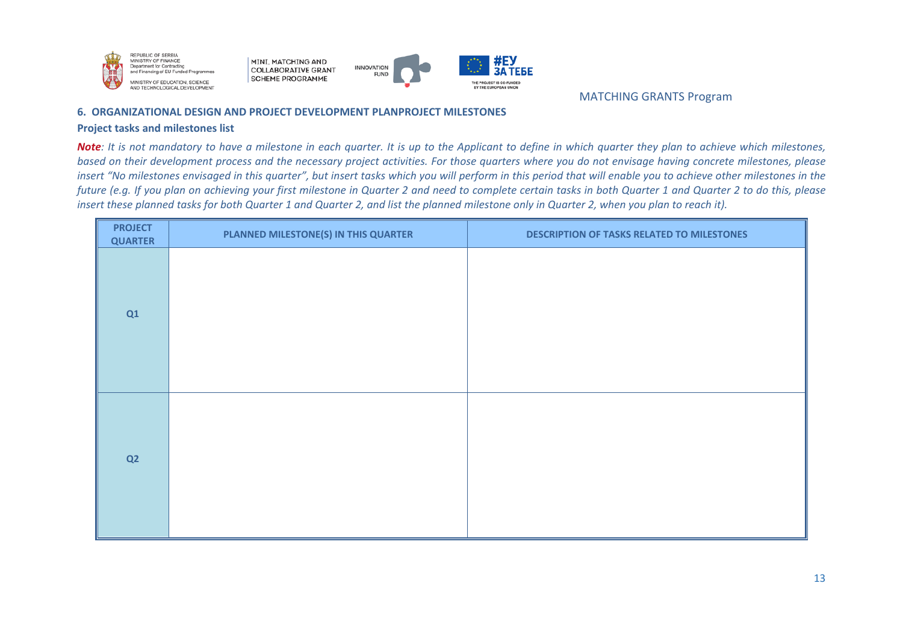## 6. ORGANIZATIONAL DESIGN AND PROJECT DEVELOPMENT PLANPROJECT MILESTONES

**Project tasks and milestones list**

***Note**: It is not mandatory to have a milestone in each quarter. It is up to the Applicant to define in which quarter they plan to achieve which milestones, based on their development process and the necessary project activities. For those quarters where you do not envisage having concrete milestones, please insert "No milestones envisaged in this quarter", but insert tasks which you will perform in this period that will enable you to achieve other milestones in the future (e.g. If you plan on achieving your first milestone in Quarter 2 and need to complete certain tasks in both Quarter 1 and Quarter 2 to do this, please insert these planned tasks for both Quarter 1 and Quarter 2, and list the planned milestone only in Quarter 2, when you plan to reach it).*

| PROJECT QUARTER | PLANNED MILESTONE(S) IN THIS QUARTER | DESCRIPTION OF TASKS RELATED TO MILESTONES |
|---|---|---|
| Q1 | | |
| Q2 | | |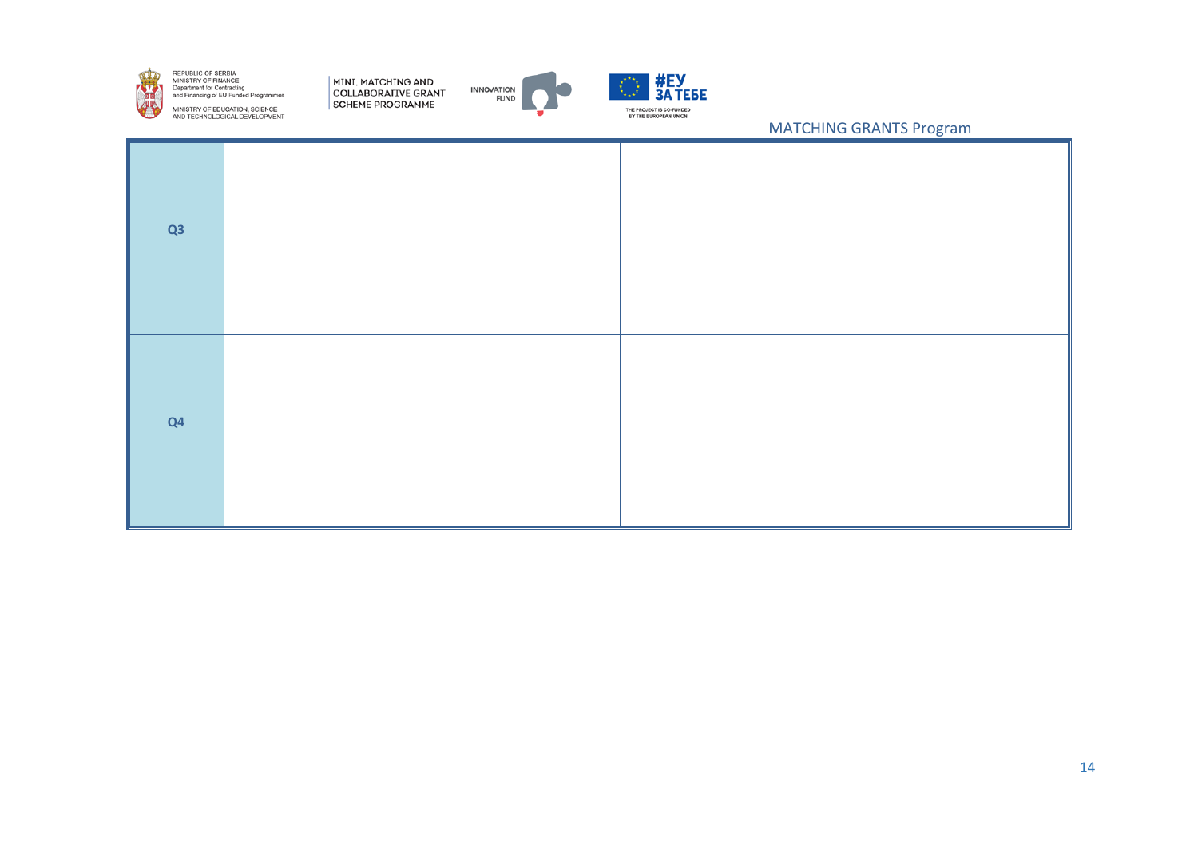| | | |
|---|---|---|
| **Q3** | | |
| **Q4** | | |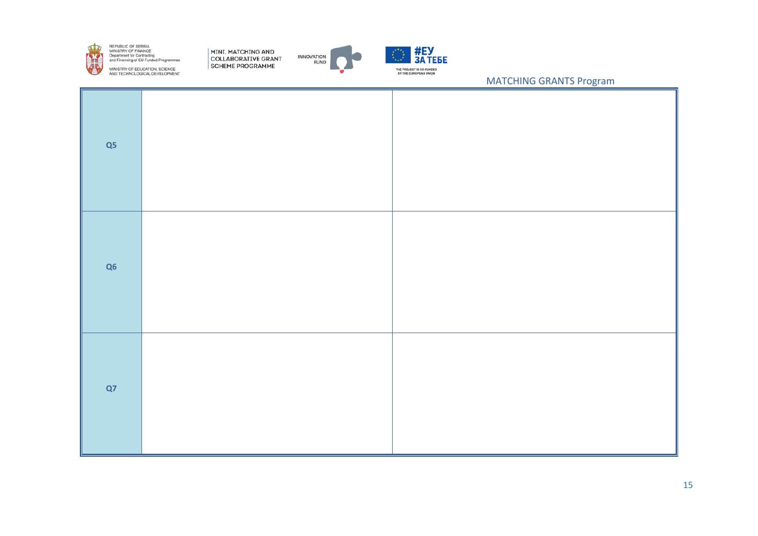| | | |
|---|---|---|
| **Q5** | | |
| **Q6** | | |
| **Q7** | | |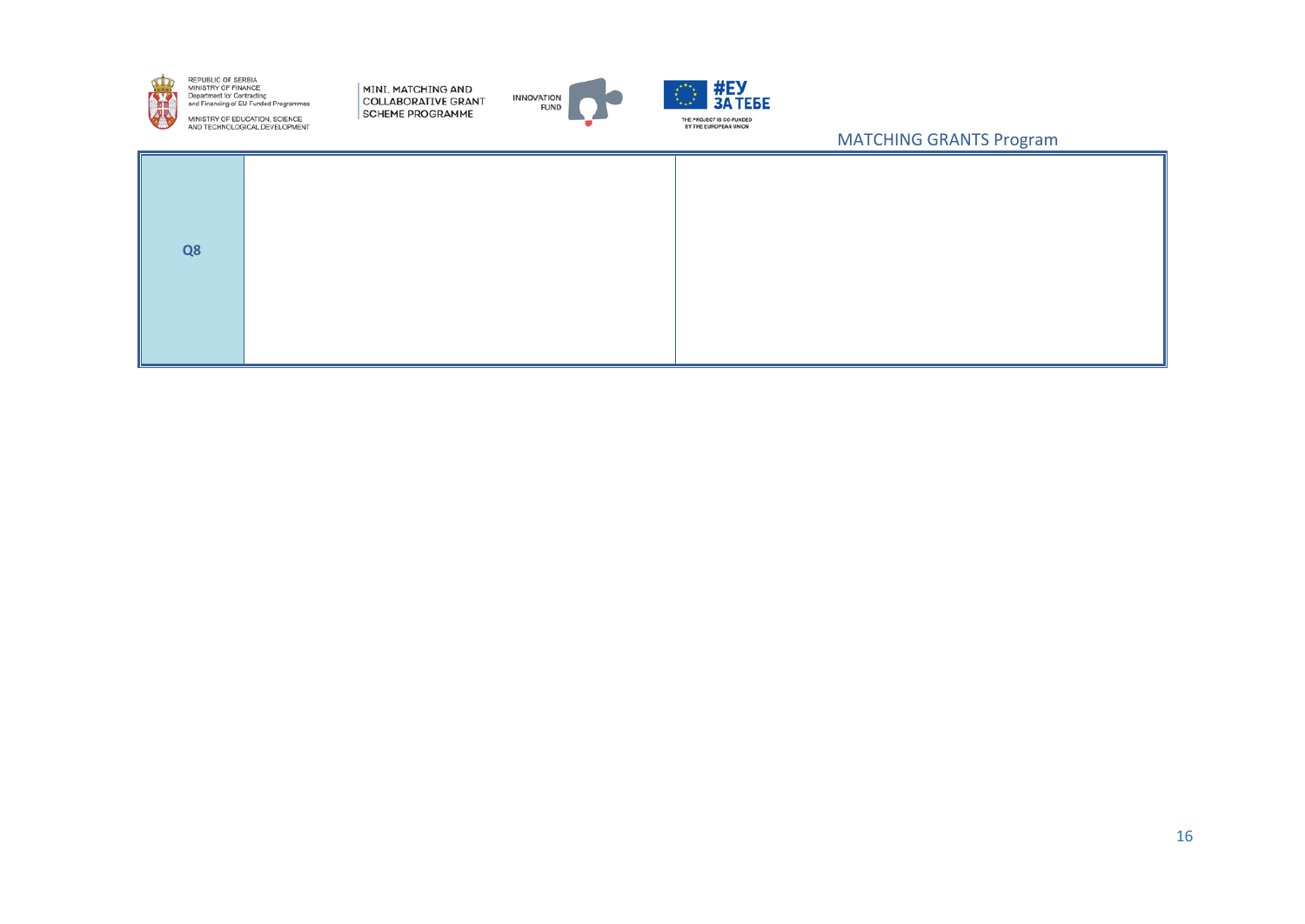| Q8 | | |
|---|---|---|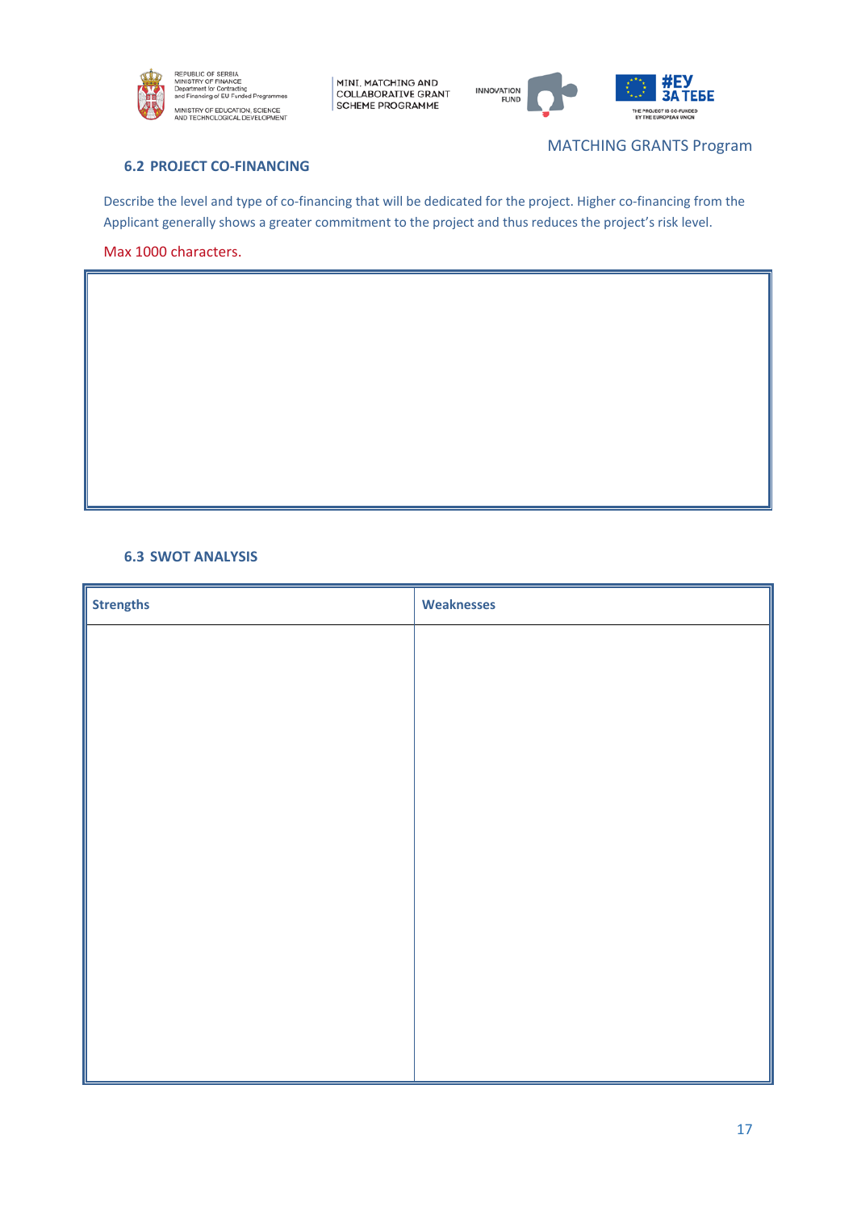### 6.2 PROJECT CO-FINANCING

Describe the level and type of co-financing that will be dedicated for the project. Higher co-financing from the Applicant generally shows a greater commitment to the project and thus reduces the project's risk level.

Max 1000 characters.

| |
|---|
| |

### 6.3 SWOT ANALYSIS

| Strengths | Weaknesses |
|---|---|
| | |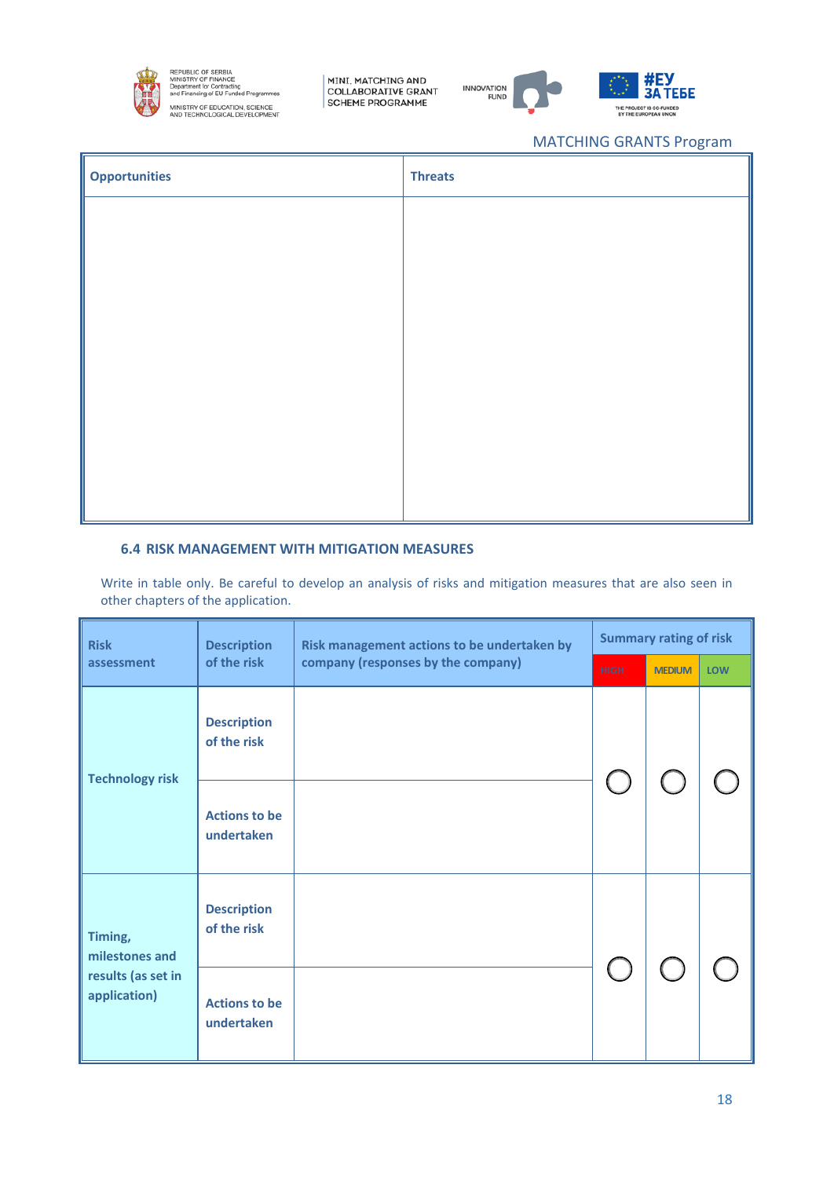| Opportunities | Threats |
|---|---|
| | |

### 6.4 RISK MANAGEMENT WITH MITIGATION MEASURES

Write in table only. Be careful to develop an analysis of risks and mitigation measures that are also seen in other chapters of the application.

| Risk assessment | Description of the risk | Risk management actions to be undertaken by company (responses by the company) | Summary rating of risk | | |
|---|---|---|---|---|---|
| | | | HIGH | MEDIUM | LOW |
| Technology risk | Description of the risk | | ◯ | ◯ | ◯ |
| | Actions to be undertaken | | | | |
| Timing, milestones and results (as set in application) | Description of the risk | | ◯ | ◯ | ◯ |
| | Actions to be undertaken | | | | |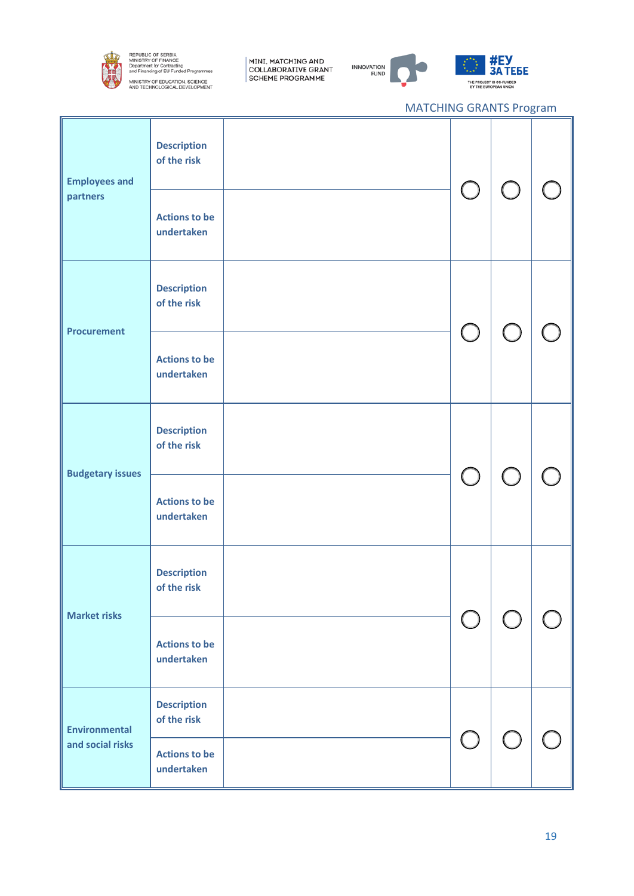MATCHING GRANTS Program

| | | | | | |
|---|---|---|---|---|---|
| **Employees and partners** | **Description of the risk** | | ◯ | ◯ | ◯ |
| | **Actions to be undertaken** | | | | |
| **Procurement** | **Description of the risk** | | ◯ | ◯ | ◯ |
| | **Actions to be undertaken** | | | | |
| **Budgetary issues** | **Description of the risk** | | ◯ | ◯ | ◯ |
| | **Actions to be undertaken** | | | | |
| **Market risks** | **Description of the risk** | | ◯ | ◯ | ◯ |
| | **Actions to be undertaken** | | | | |
| **Environmental and social risks** | **Description of the risk** | | ◯ | ◯ | ◯ |
| | **Actions to be undertaken** | | | | |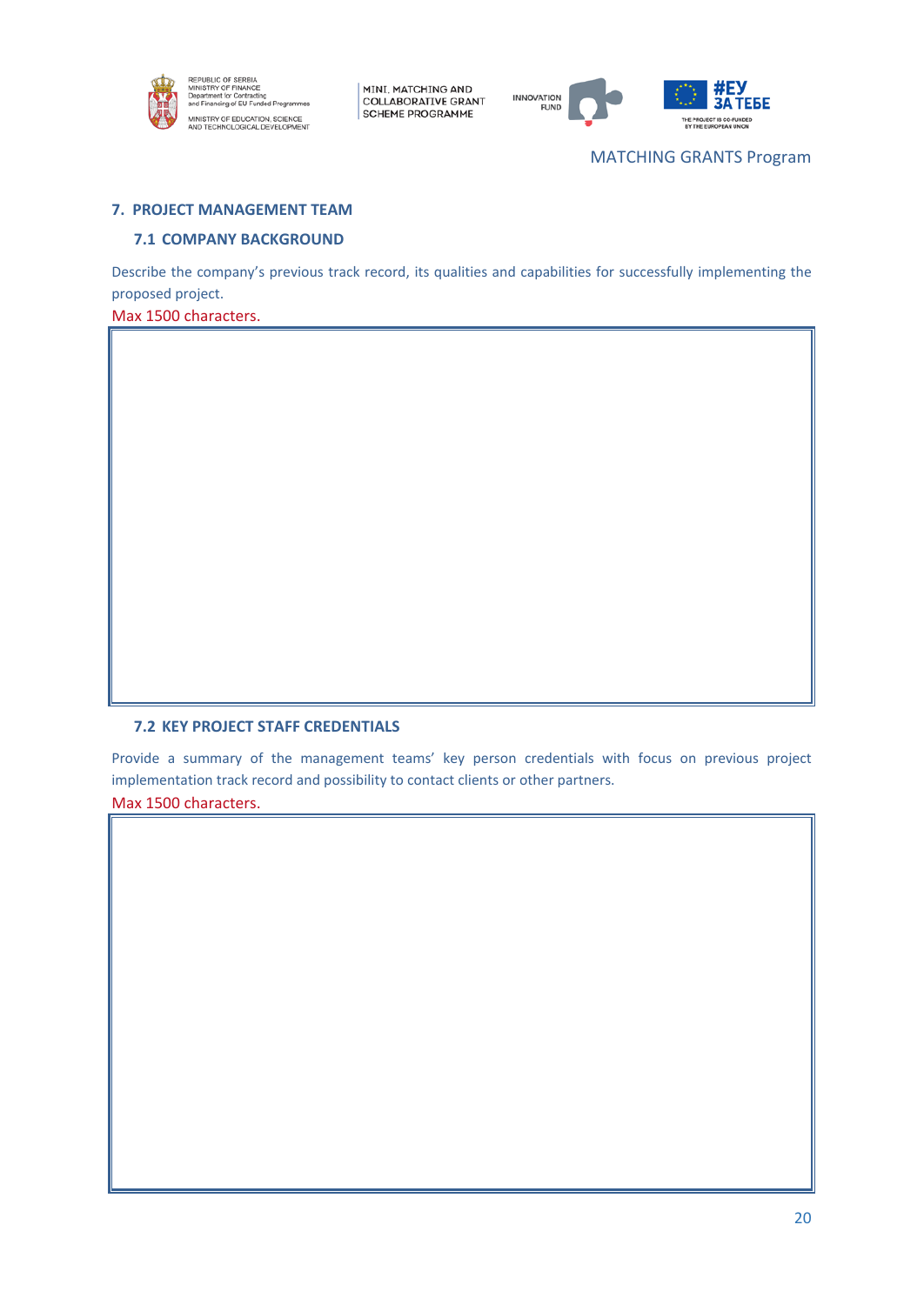## 7. PROJECT MANAGEMENT TEAM

### 7.1 COMPANY BACKGROUND

Describe the company's previous track record, its qualities and capabilities for successfully implementing the proposed project.

Max 1500 characters.

| |
|---|
| |

### 7.2 KEY PROJECT STAFF CREDENTIALS

Provide a summary of the management teams' key person credentials with focus on previous project implementation track record and possibility to contact clients or other partners.

Max 1500 characters.

| |
|---|
| |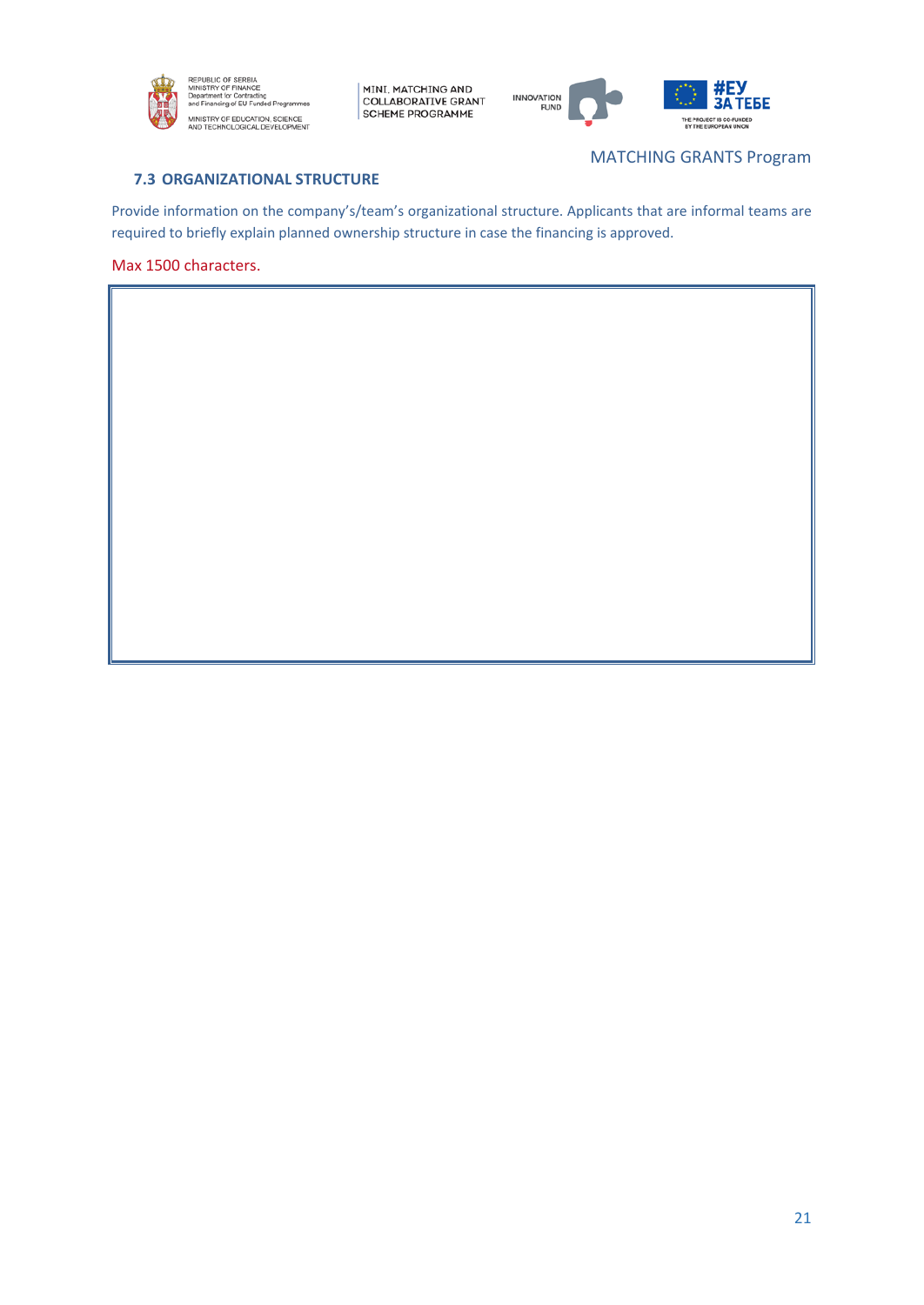MATCHING GRANTS Program

### 7.3 ORGANIZATIONAL STRUCTURE

Provide information on the company's/team's organizational structure. Applicants that are informal teams are required to briefly explain planned ownership structure in case the financing is approved.

Max 1500 characters.

| |
|---|
| |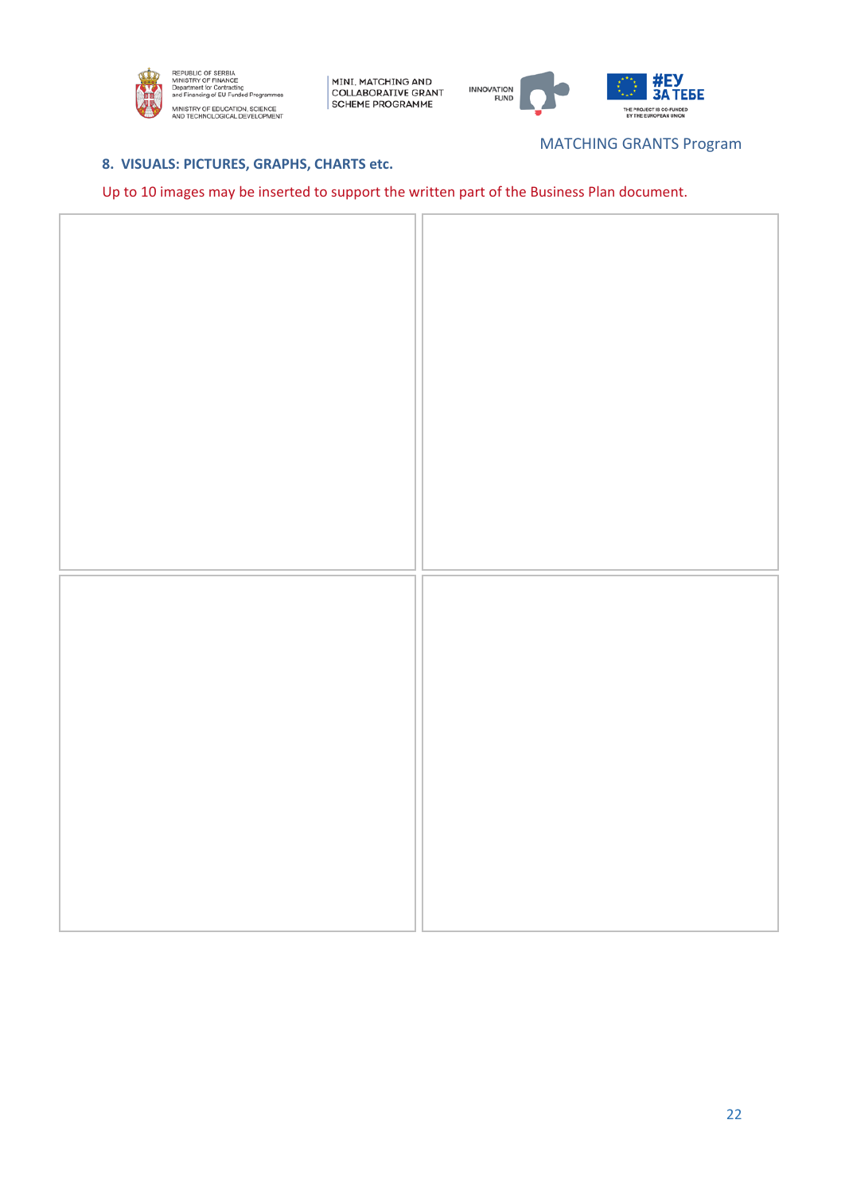## 8. VISUALS: PICTURES, GRAPHS, CHARTS etc.

Up to 10 images may be inserted to support the written part of the Business Plan document.

| | |
|---|---|
| | |
| | |